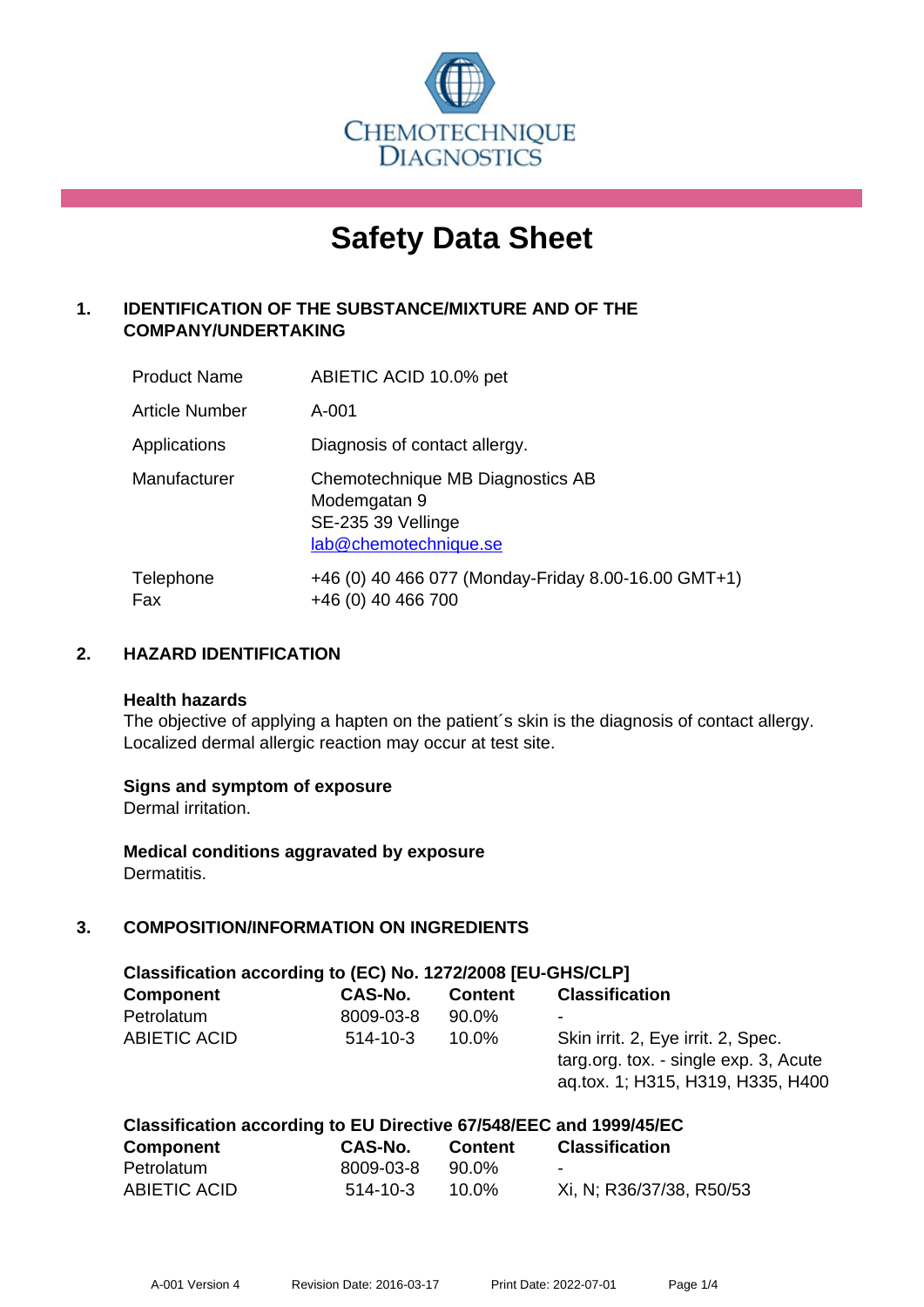CHEMOTECHNIQUE DIAGNOSTICS

# Safety Data Sheet

## 1. IDENTIFICATION OF THE SUBSTANCE/MIXTURE AND OF THE COMPANY/UNDERTAKING

| | |
|---|---|
| Product Name | ABIETIC ACID 10.0% pet |
| Article Number | A-001 |
| Applications | Diagnosis of contact allergy. |
| Manufacturer | Chemotechnique MB Diagnostics AB<br>Modemgatan 9<br>SE-235 39 Vellinge<br>lab@chemotechnique.se |
| Telephone<br>Fax | +46 (0) 40 466 077 (Monday-Friday 8.00-16.00 GMT+1)<br>+46 (0) 40 466 700 |

## 2. HAZARD IDENTIFICATION

**Health hazards**

The objective of applying a hapten on the patient´s skin is the diagnosis of contact allergy. Localized dermal allergic reaction may occur at test site.

**Signs and symptom of exposure**

Dermal irritation.

**Medical conditions aggravated by exposure**

Dermatitis.

## 3. COMPOSITION/INFORMATION ON INGREDIENTS

**Classification according to (EC) No. 1272/2008 [EU-GHS/CLP]**

| Component | CAS-No. | Content | Classification |
|---|---|---|---|
| Petrolatum | 8009-03-8 | 90.0% | - |
| ABIETIC ACID | 514-10-3 | 10.0% | Skin irrit. 2, Eye irrit. 2, Spec. targ.org. tox. - single exp. 3, Acute aq.tox. 1; H315, H319, H335, H400 |

**Classification according to EU Directive 67/548/EEC and 1999/45/EC**

| Component | CAS-No. | Content | Classification |
|---|---|---|---|
| Petrolatum | 8009-03-8 | 90.0% | - |
| ABIETIC ACID | 514-10-3 | 10.0% | Xi, N; R36/37/38, R50/53 |

A-001 Version 4 Revision Date: 2016-03-17 Print Date: 2022-07-01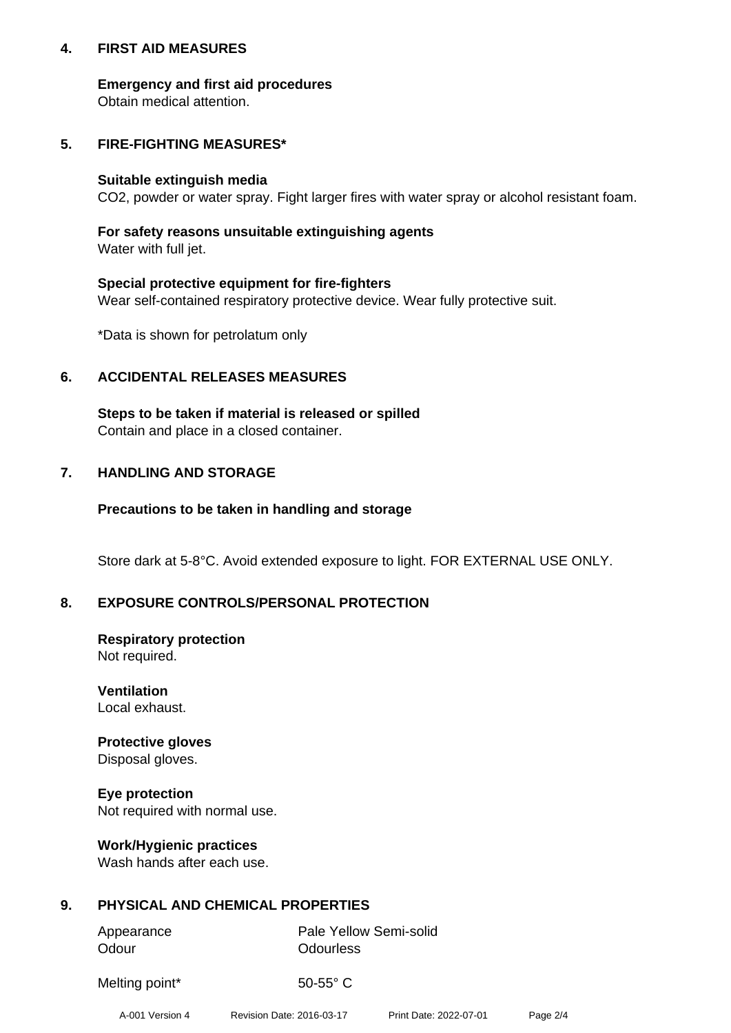## 4. FIRST AID MEASURES

**Emergency and first aid procedures**
Obtain medical attention.

## 5. FIRE-FIGHTING MEASURES*

**Suitable extinguish media**
$CO_2$, powder or water spray. Fight larger fires with water spray or alcohol resistant foam.

**For safety reasons unsuitable extinguishing agents**
Water with full jet.

**Special protective equipment for fire-fighters**
Wear self-contained respiratory protective device. Wear fully protective suit.

*Data is shown for petrolatum only

## 6. ACCIDENTAL RELEASES MEASURES

**Steps to be taken if material is released or spilled**
Contain and place in a closed container.

## 7. HANDLING AND STORAGE

**Precautions to be taken in handling and storage**

Store dark at 5-8°C. Avoid extended exposure to light. FOR EXTERNAL USE ONLY.

## 8. EXPOSURE CONTROLS/PERSONAL PROTECTION

**Respiratory protection**
Not required.

**Ventilation**
Local exhaust.

**Protective gloves**
Disposal gloves.

**Eye protection**
Not required with normal use.

**Work/Hygienic practices**
Wash hands after each use.

## 9. PHYSICAL AND CHEMICAL PROPERTIES

| | |
|---|---|
| Appearance | Pale Yellow Semi-solid |
| Odour | Odourless |
| Melting point* | 50-55° C |

A-001 Version 4 Revision Date: 2016-03-17 Print Date: 2022-07-01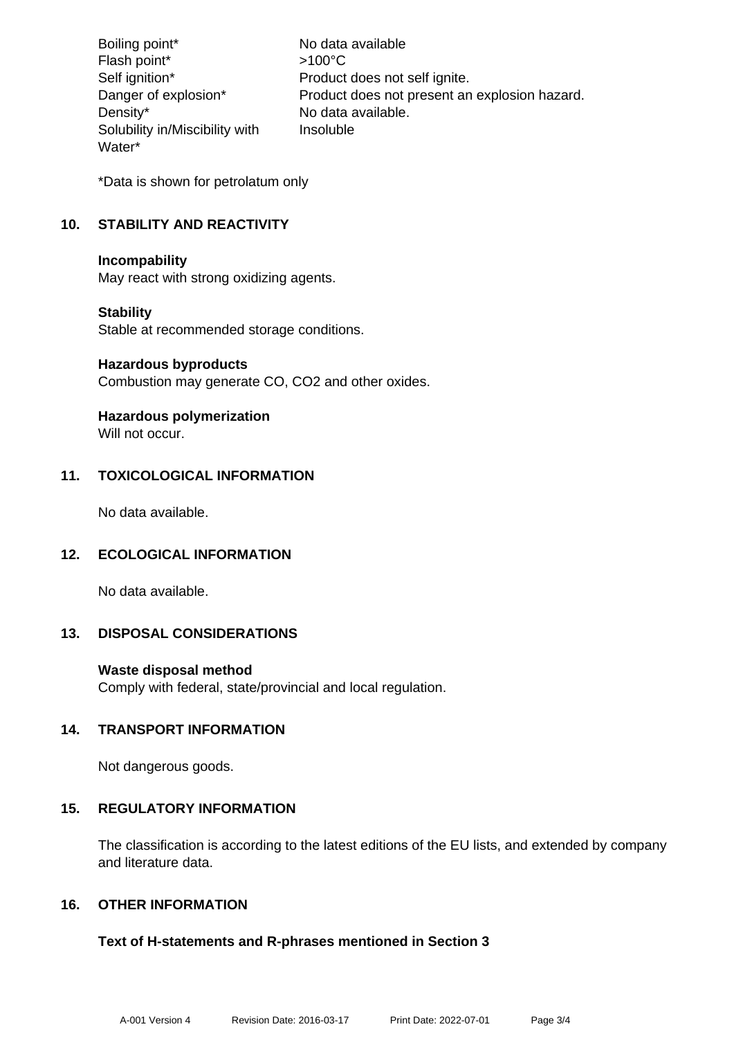| | |
|---|---|
| Boiling point* | No data available |
| Flash point* | >100°C |
| Self ignition* | Product does not self ignite. |
| Danger of explosion* | Product does not present an explosion hazard. |
| Density* | No data available. |
| Solubility in/Miscibility with Water* | Insoluble |

*Data is shown for petrolatum only

## 10. STABILITY AND REACTIVITY

**Incompatibility**
May react with strong oxidizing agents.

**Stability**
Stable at recommended storage conditions.

**Hazardous byproducts**
Combustion may generate CO, $CO_2$ and other oxides.

**Hazardous polymerization**
Will not occur.

## 11. TOXICOLOGICAL INFORMATION

No data available.

## 12. ECOLOGICAL INFORMATION

No data available.

## 13. DISPOSAL CONSIDERATIONS

**Waste disposal method**
Comply with federal, state/provincial and local regulation.

## 14. TRANSPORT INFORMATION

Not dangerous goods.

## 15. REGULATORY INFORMATION

The classification is according to the latest editions of the EU lists, and extended by company and literature data.

## 16. OTHER INFORMATION

**Text of H-statements and R-phrases mentioned in Section 3**

A-001 Version 4 Revision Date: 2016-03-17 Print Date: 2022-07-01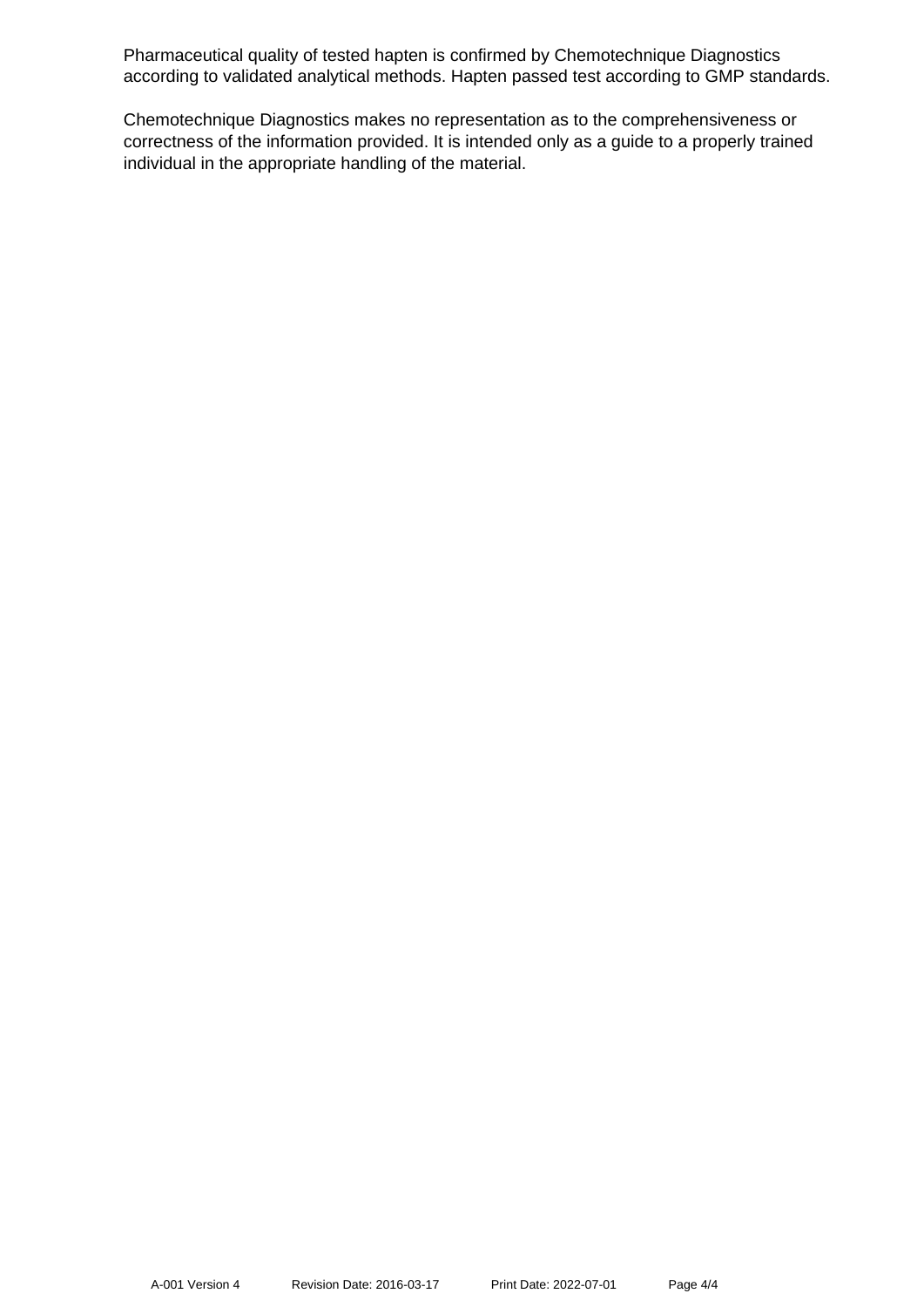Pharmaceutical quality of tested hapten is confirmed by Chemotechnique Diagnostics according to validated analytical methods. Hapten passed test according to GMP standards.

Chemotechnique Diagnostics makes no representation as to the comprehensiveness or correctness of the information provided. It is intended only as a guide to a properly trained individual in the appropriate handling of the material.